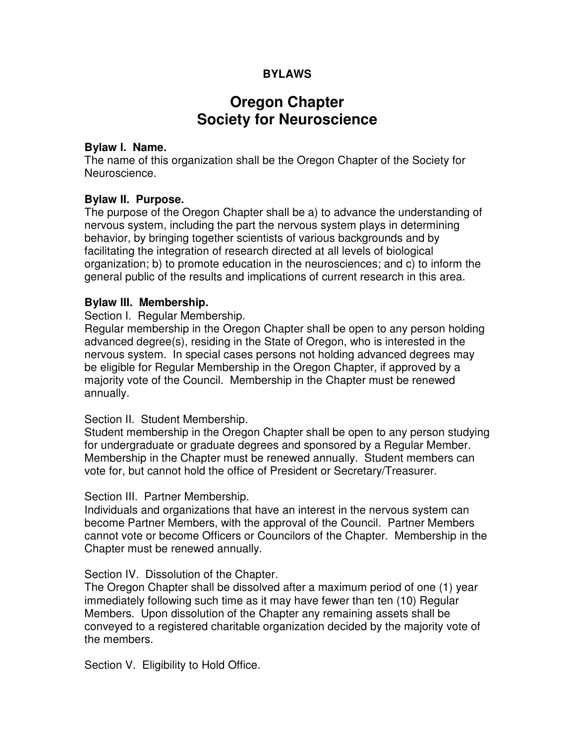**BYLAWS**

# Oregon Chapter
# Society for Neuroscience

**Bylaw I. Name.**
The name of this organization shall be the Oregon Chapter of the Society for Neuroscience.

**Bylaw II. Purpose.**
The purpose of the Oregon Chapter shall be a) to advance the understanding of nervous system, including the part the nervous system plays in determining behavior, by bringing together scientists of various backgrounds and by facilitating the integration of research directed at all levels of biological organization; b) to promote education in the neurosciences; and c) to inform the general public of the results and implications of current research in this area.

**Bylaw III. Membership.**
Section I. Regular Membership.
Regular membership in the Oregon Chapter shall be open to any person holding advanced degree(s), residing in the State of Oregon, who is interested in the nervous system. In special cases persons not holding advanced degrees may be eligible for Regular Membership in the Oregon Chapter, if approved by a majority vote of the Council. Membership in the Chapter must be renewed annually.

Section II. Student Membership.
Student membership in the Oregon Chapter shall be open to any person studying for undergraduate or graduate degrees and sponsored by a Regular Member. Membership in the Chapter must be renewed annually. Student members can vote for, but cannot hold the office of President or Secretary/Treasurer.

Section III. Partner Membership.
Individuals and organizations that have an interest in the nervous system can become Partner Members, with the approval of the Council. Partner Members cannot vote or become Officers or Councilors of the Chapter. Membership in the Chapter must be renewed annually.

Section IV. Dissolution of the Chapter.
The Oregon Chapter shall be dissolved after a maximum period of one (1) year immediately following such time as it may have fewer than ten (10) Regular Members. Upon dissolution of the Chapter any remaining assets shall be conveyed to a registered charitable organization decided by the majority vote of the members.

Section V. Eligibility to Hold Office.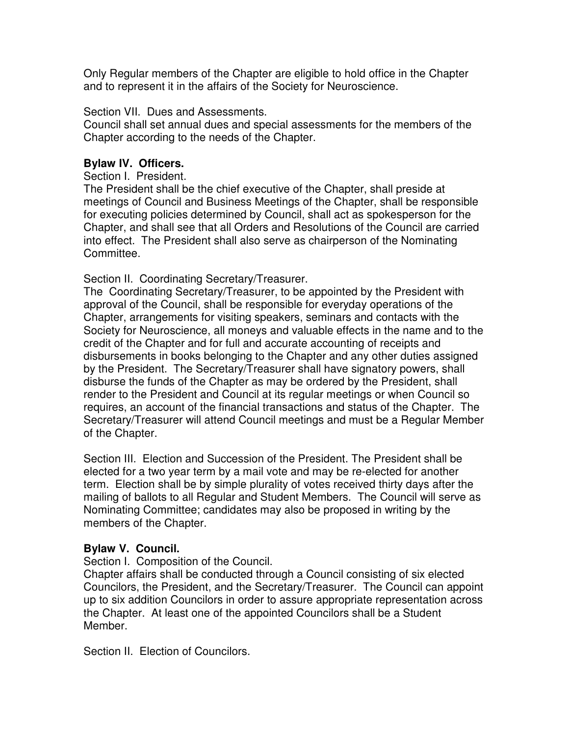Only Regular members of the Chapter are eligible to hold office in the Chapter and to represent it in the affairs of the Society for Neuroscience.

Section VII. Dues and Assessments.
Council shall set annual dues and special assessments for the members of the Chapter according to the needs of the Chapter.

**Bylaw IV. Officers.**

Section I. President.
The President shall be the chief executive of the Chapter, shall preside at meetings of Council and Business Meetings of the Chapter, shall be responsible for executing policies determined by Council, shall act as spokesperson for the Chapter, and shall see that all Orders and Resolutions of the Council are carried into effect. The President shall also serve as chairperson of the Nominating Committee.

Section II. Coordinating Secretary/Treasurer.
The Coordinating Secretary/Treasurer, to be appointed by the President with approval of the Council, shall be responsible for everyday operations of the Chapter, arrangements for visiting speakers, seminars and contacts with the Society for Neuroscience, all moneys and valuable effects in the name and to the credit of the Chapter and for full and accurate accounting of receipts and disbursements in books belonging to the Chapter and any other duties assigned by the President. The Secretary/Treasurer shall have signatory powers, shall disburse the funds of the Chapter as may be ordered by the President, shall render to the President and Council at its regular meetings or when Council so requires, an account of the financial transactions and status of the Chapter. The Secretary/Treasurer will attend Council meetings and must be a Regular Member of the Chapter.

Section III. Election and Succession of the President. The President shall be elected for a two year term by a mail vote and may be re-elected for another term. Election shall be by simple plurality of votes received thirty days after the mailing of ballots to all Regular and Student Members. The Council will serve as Nominating Committee; candidates may also be proposed in writing by the members of the Chapter.

**Bylaw V. Council.**

Section I. Composition of the Council.
Chapter affairs shall be conducted through a Council consisting of six elected Councilors, the President, and the Secretary/Treasurer. The Council can appoint up to six addition Councilors in order to assure appropriate representation across the Chapter. At least one of the appointed Councilors shall be a Student Member.

Section II. Election of Councilors.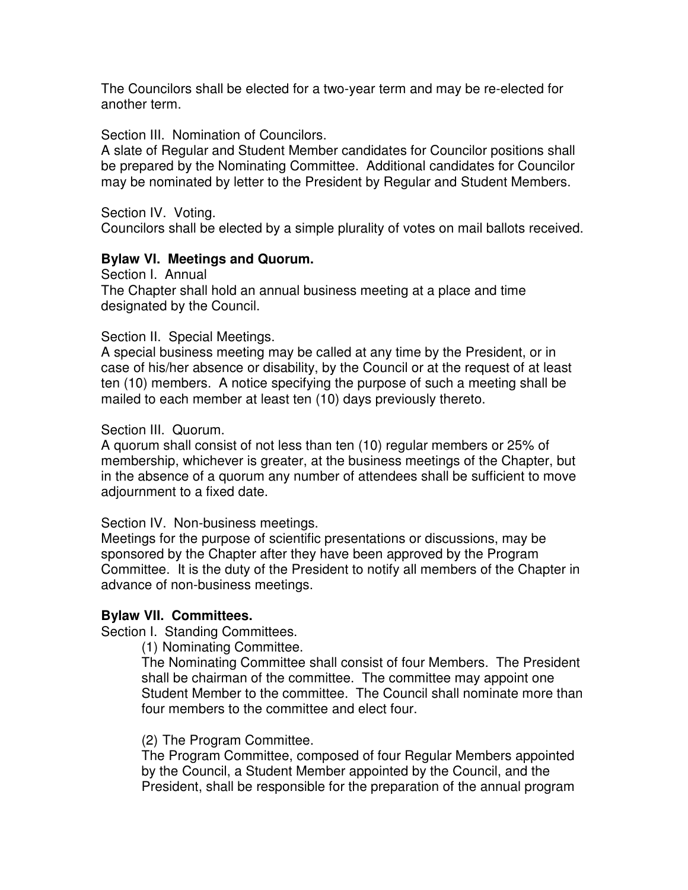The Councilors shall be elected for a two-year term and may be re-elected for another term.

Section III. Nomination of Councilors.
A slate of Regular and Student Member candidates for Councilor positions shall be prepared by the Nominating Committee. Additional candidates for Councilor may be nominated by letter to the President by Regular and Student Members.

Section IV. Voting.
Councilors shall be elected by a simple plurality of votes on mail ballots received.

**Bylaw VI. Meetings and Quorum.**

Section I. Annual
The Chapter shall hold an annual business meeting at a place and time designated by the Council.

Section II. Special Meetings.
A special business meeting may be called at any time by the President, or in case of his/her absence or disability, by the Council or at the request of at least ten (10) members. A notice specifying the purpose of such a meeting shall be mailed to each member at least ten (10) days previously thereto.

Section III. Quorum.
A quorum shall consist of not less than ten (10) regular members or 25% of membership, whichever is greater, at the business meetings of the Chapter, but in the absence of a quorum any number of attendees shall be sufficient to move adjournment to a fixed date.

Section IV. Non-business meetings.
Meetings for the purpose of scientific presentations or discussions, may be sponsored by the Chapter after they have been approved by the Program Committee. It is the duty of the President to notify all members of the Chapter in advance of non-business meetings.

**Bylaw VII. Committees.**

Section I. Standing Committees.

(1) Nominating Committee.
The Nominating Committee shall consist of four Members. The President shall be chairman of the committee. The committee may appoint one Student Member to the committee. The Council shall nominate more than four members to the committee and elect four.

(2) The Program Committee.
The Program Committee, composed of four Regular Members appointed by the Council, a Student Member appointed by the Council, and the President, shall be responsible for the preparation of the annual program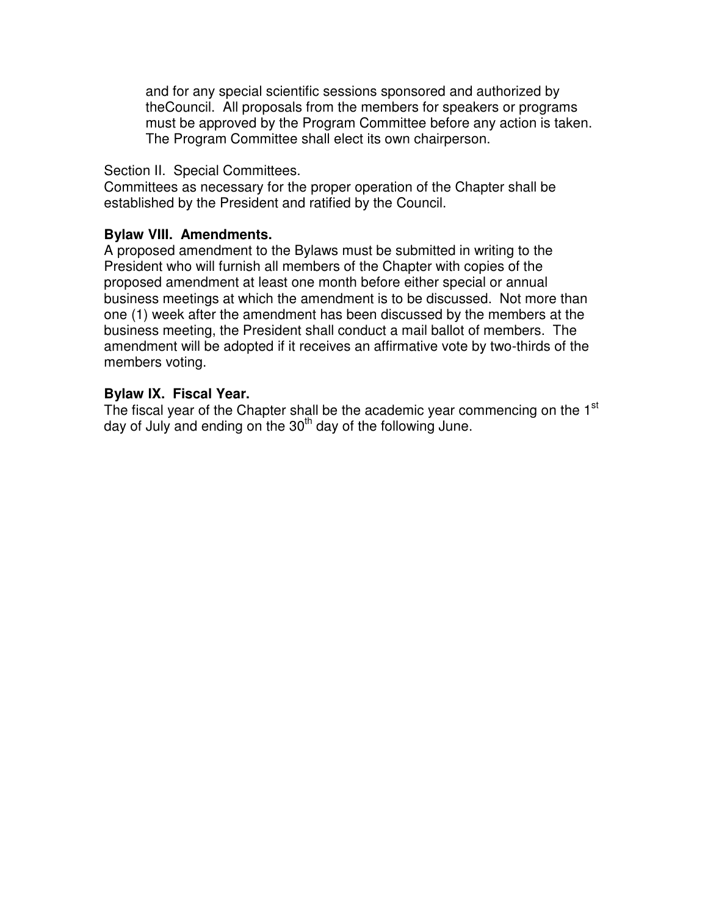and for any special scientific sessions sponsored and authorized by theCouncil. All proposals from the members for speakers or programs must be approved by the Program Committee before any action is taken. The Program Committee shall elect its own chairperson.

Section II. Special Committees.

Committees as necessary for the proper operation of the Chapter shall be established by the President and ratified by the Council.

**Bylaw VIII. Amendments.**

A proposed amendment to the Bylaws must be submitted in writing to the President who will furnish all members of the Chapter with copies of the proposed amendment at least one month before either special or annual business meetings at which the amendment is to be discussed. Not more than one (1) week after the amendment has been discussed by the members at the business meeting, the President shall conduct a mail ballot of members. The amendment will be adopted if it receives an affirmative vote by two-thirds of the members voting.

**Bylaw IX. Fiscal Year.**

The fiscal year of the Chapter shall be the academic year commencing on the 1st day of July and ending on the 30th day of the following June.